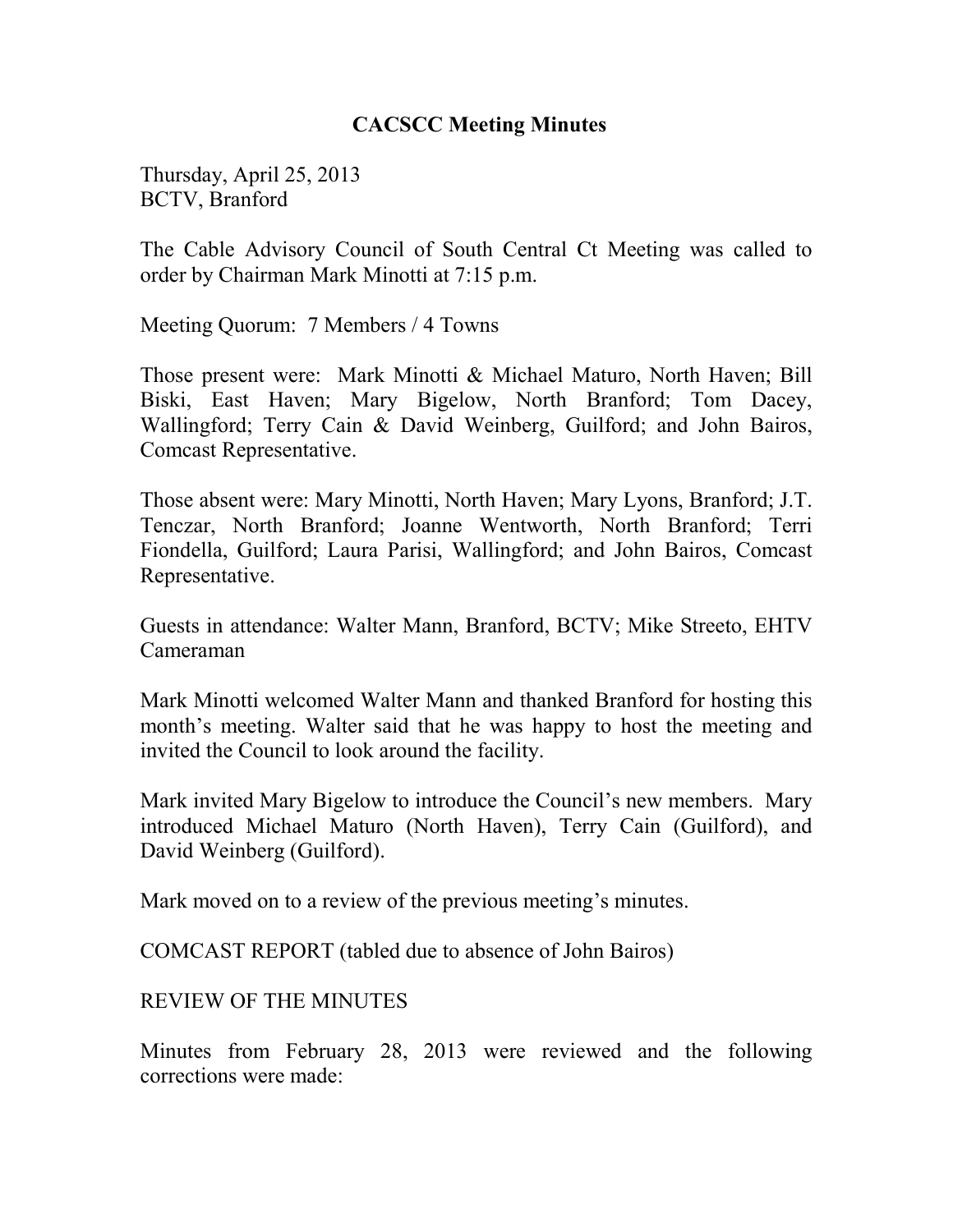# CACSCC Meeting Minutes

Thursday, April 25, 2013
BCTV, Branford

The Cable Advisory Council of South Central Ct Meeting was called to order by Chairman Mark Minotti at 7:15 p.m.

Meeting Quorum: 7 Members / 4 Towns

Those present were: Mark Minotti & Michael Maturo, North Haven; Bill Biski, East Haven; Mary Bigelow, North Branford; Tom Dacey, Wallingford; Terry Cain & David Weinberg, Guilford; and John Bairos, Comcast Representative.

Those absent were: Mary Minotti, North Haven; Mary Lyons, Branford; J.T. Tenczar, North Branford; Joanne Wentworth, North Branford; Terri Fiondella, Guilford; Laura Parisi, Wallingford; and John Bairos, Comcast Representative.

Guests in attendance: Walter Mann, Branford, BCTV; Mike Streeto, EHTV Cameraman

Mark Minotti welcomed Walter Mann and thanked Branford for hosting this month's meeting. Walter said that he was happy to host the meeting and invited the Council to look around the facility.

Mark invited Mary Bigelow to introduce the Council's new members. Mary introduced Michael Maturo (North Haven), Terry Cain (Guilford), and David Weinberg (Guilford).

Mark moved on to a review of the previous meeting's minutes.

COMCAST REPORT (tabled due to absence of John Bairos)

REVIEW OF THE MINUTES

Minutes from February 28, 2013 were reviewed and the following corrections were made: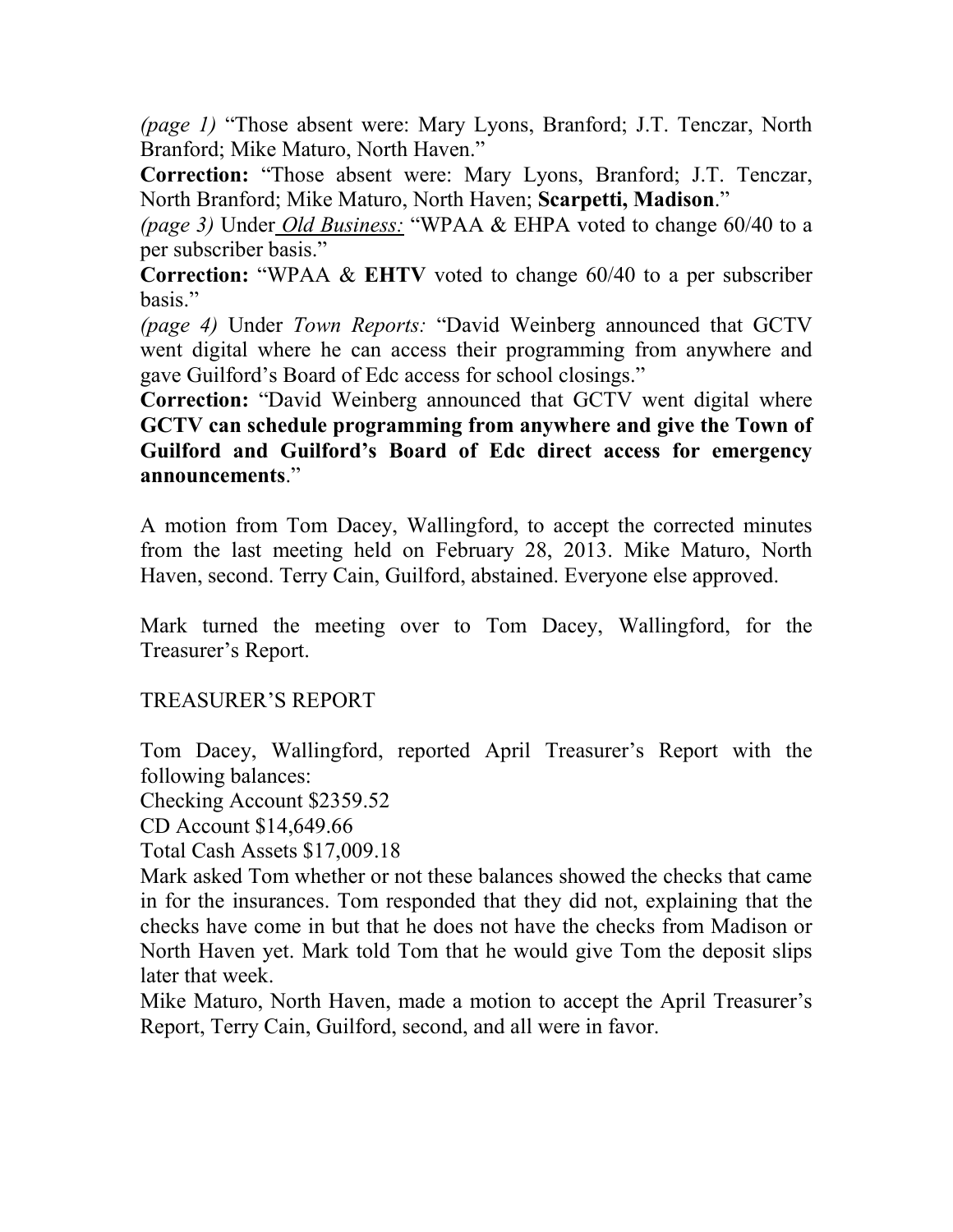*(page 1)* "Those absent were: Mary Lyons, Branford; J.T. Tenczar, North Branford; Mike Maturo, North Haven."

**Correction:** "Those absent were: Mary Lyons, Branford; J.T. Tenczar, North Branford; Mike Maturo, North Haven; **Scarpetti, Madison**."

*(page 3)* Under ***Old Business:*** "WPAA & EHPA voted to change 60/40 to a per subscriber basis."

**Correction:** "WPAA & **EHTV** voted to change 60/40 to a per subscriber basis."

*(page 4)* Under *Town Reports:* "David Weinberg announced that GCTV went digital where he can access their programming from anywhere and gave Guilford's Board of Edc access for school closings."

**Correction:** "David Weinberg announced that GCTV went digital where **GCTV can schedule programming from anywhere and give the Town of Guilford and Guilford's Board of Edc direct access for emergency announcements**."

A motion from Tom Dacey, Wallingford, to accept the corrected minutes from the last meeting held on February 28, 2013. Mike Maturo, North Haven, second. Terry Cain, Guilford, abstained. Everyone else approved.

Mark turned the meeting over to Tom Dacey, Wallingford, for the Treasurer's Report.

TREASURER'S REPORT

Tom Dacey, Wallingford, reported April Treasurer's Report with the following balances:

Checking Account $2359.52

CD Account $14,649.66

Total Cash Assets $17,009.18

Mark asked Tom whether or not these balances showed the checks that came in for the insurances. Tom responded that they did not, explaining that the checks have come in but that he does not have the checks from Madison or North Haven yet. Mark told Tom that he would give Tom the deposit slips later that week.

Mike Maturo, North Haven, made a motion to accept the April Treasurer's Report, Terry Cain, Guilford, second, and all were in favor.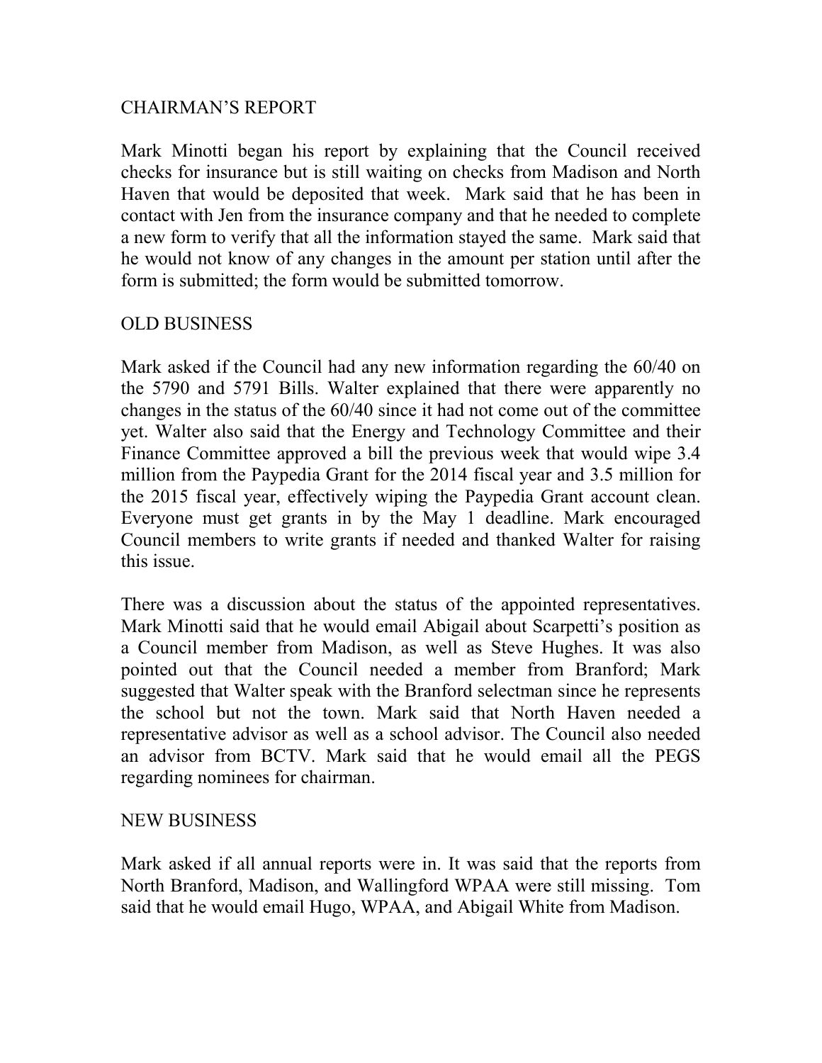## CHAIRMAN'S REPORT

Mark Minotti began his report by explaining that the Council received checks for insurance but is still waiting on checks from Madison and North Haven that would be deposited that week. Mark said that he has been in contact with Jen from the insurance company and that he needed to complete a new form to verify that all the information stayed the same. Mark said that he would not know of any changes in the amount per station until after the form is submitted; the form would be submitted tomorrow.

## OLD BUSINESS

Mark asked if the Council had any new information regarding the 60/40 on the 5790 and 5791 Bills. Walter explained that there were apparently no changes in the status of the 60/40 since it had not come out of the committee yet. Walter also said that the Energy and Technology Committee and their Finance Committee approved a bill the previous week that would wipe 3.4 million from the Paypedia Grant for the 2014 fiscal year and 3.5 million for the 2015 fiscal year, effectively wiping the Paypedia Grant account clean. Everyone must get grants in by the May 1 deadline. Mark encouraged Council members to write grants if needed and thanked Walter for raising this issue.

There was a discussion about the status of the appointed representatives. Mark Minotti said that he would email Abigail about Scarpetti's position as a Council member from Madison, as well as Steve Hughes. It was also pointed out that the Council needed a member from Branford; Mark suggested that Walter speak with the Branford selectman since he represents the school but not the town. Mark said that North Haven needed a representative advisor as well as a school advisor. The Council also needed an advisor from BCTV. Mark said that he would email all the PEGS regarding nominees for chairman.

## NEW BUSINESS

Mark asked if all annual reports were in. It was said that the reports from North Branford, Madison, and Wallingford WPAA were still missing. Tom said that he would email Hugo, WPAA, and Abigail White from Madison.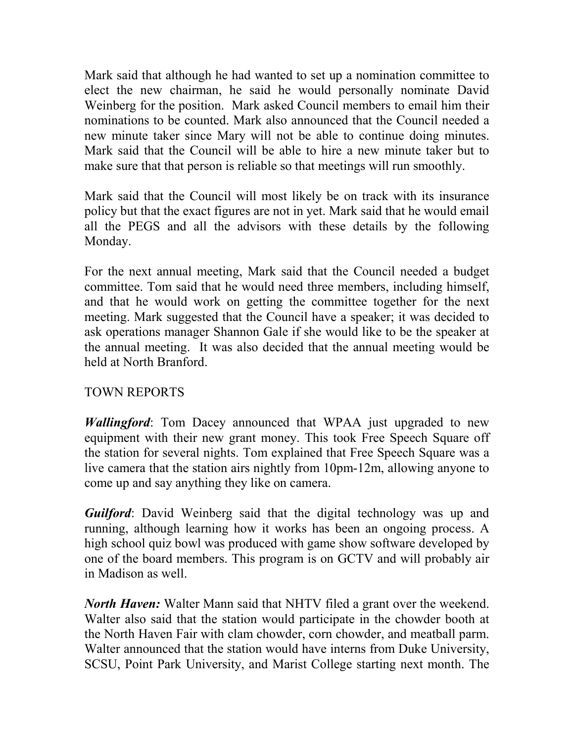Mark said that although he had wanted to set up a nomination committee to elect the new chairman, he said he would personally nominate David Weinberg for the position. Mark asked Council members to email him their nominations to be counted. Mark also announced that the Council needed a new minute taker since Mary will not be able to continue doing minutes. Mark said that the Council will be able to hire a new minute taker but to make sure that that person is reliable so that meetings will run smoothly.

Mark said that the Council will most likely be on track with its insurance policy but that the exact figures are not in yet. Mark said that he would email all the PEGS and all the advisors with these details by the following Monday.

For the next annual meeting, Mark said that the Council needed a budget committee. Tom said that he would need three members, including himself, and that he would work on getting the committee together for the next meeting. Mark suggested that the Council have a speaker; it was decided to ask operations manager Shannon Gale if she would like to be the speaker at the annual meeting. It was also decided that the annual meeting would be held at North Branford.

TOWN REPORTS

***Wallingford***: Tom Dacey announced that WPAA just upgraded to new equipment with their new grant money. This took Free Speech Square off the station for several nights. Tom explained that Free Speech Square was a live camera that the station airs nightly from 10pm-12m, allowing anyone to come up and say anything they like on camera.

***Guilford***: David Weinberg said that the digital technology was up and running, although learning how it works has been an ongoing process. A high school quiz bowl was produced with game show software developed by one of the board members. This program is on GCTV and will probably air in Madison as well.

***North Haven:*** Walter Mann said that NHTV filed a grant over the weekend. Walter also said that the station would participate in the chowder booth at the North Haven Fair with clam chowder, corn chowder, and meatball parm. Walter announced that the station would have interns from Duke University, SCSU, Point Park University, and Marist College starting next month. The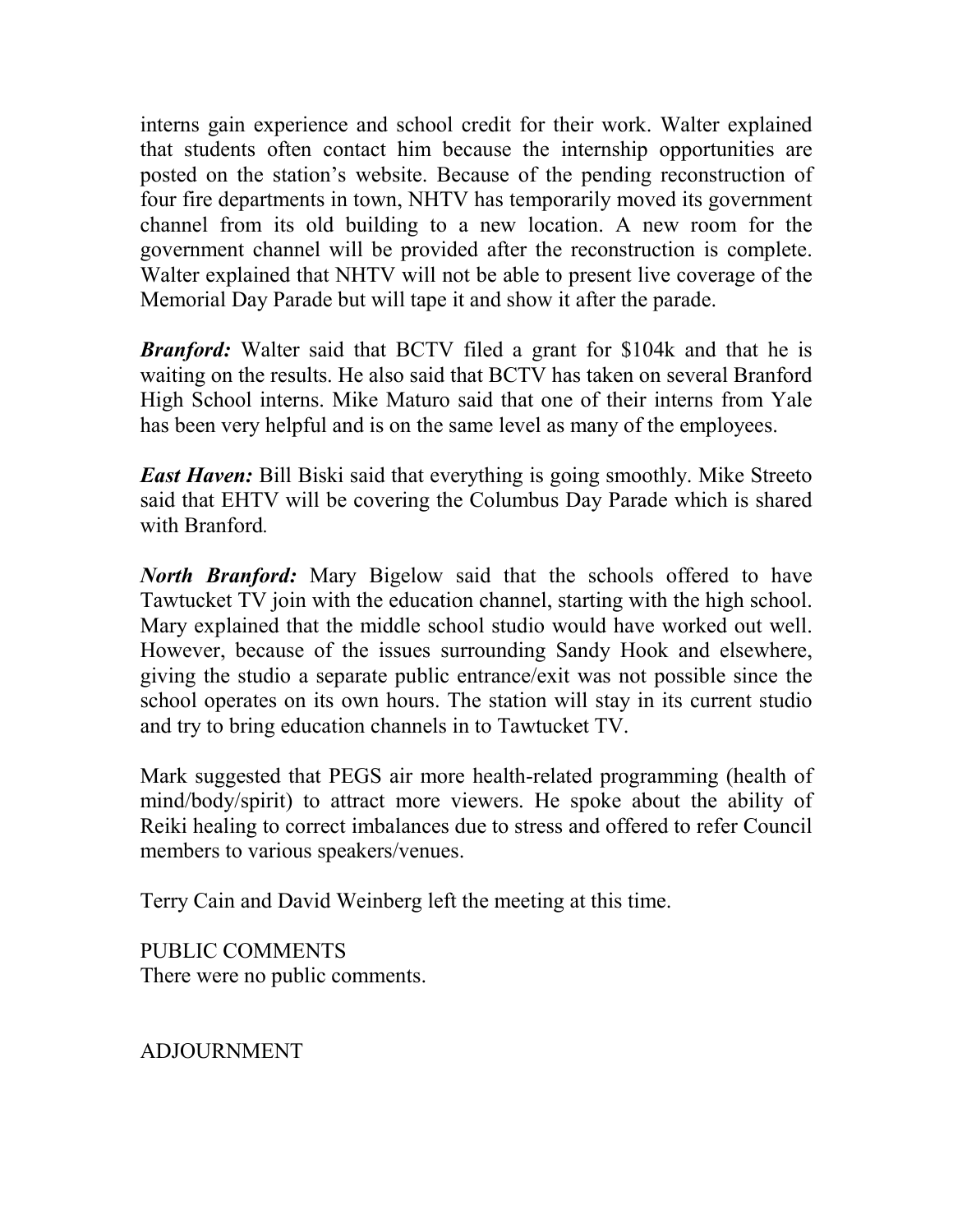interns gain experience and school credit for their work. Walter explained that students often contact him because the internship opportunities are posted on the station's website. Because of the pending reconstruction of four fire departments in town, NHTV has temporarily moved its government channel from its old building to a new location. A new room for the government channel will be provided after the reconstruction is complete. Walter explained that NHTV will not be able to present live coverage of the Memorial Day Parade but will tape it and show it after the parade.

***Branford:*** Walter said that BCTV filed a grant for $104k and that he is waiting on the results. He also said that BCTV has taken on several Branford High School interns. Mike Maturo said that one of their interns from Yale has been very helpful and is on the same level as many of the employees.

***East Haven:*** Bill Biski said that everything is going smoothly. Mike Streeto said that EHTV will be covering the Columbus Day Parade which is shared with Branford.

***North Branford:*** Mary Bigelow said that the schools offered to have Tawtucket TV join with the education channel, starting with the high school. Mary explained that the middle school studio would have worked out well. However, because of the issues surrounding Sandy Hook and elsewhere, giving the studio a separate public entrance/exit was not possible since the school operates on its own hours. The station will stay in its current studio and try to bring education channels in to Tawtucket TV.

Mark suggested that PEGS air more health-related programming (health of mind/body/spirit) to attract more viewers. He spoke about the ability of Reiki healing to correct imbalances due to stress and offered to refer Council members to various speakers/venues.

Terry Cain and David Weinberg left the meeting at this time.

PUBLIC COMMENTS

There were no public comments.

ADJOURNMENT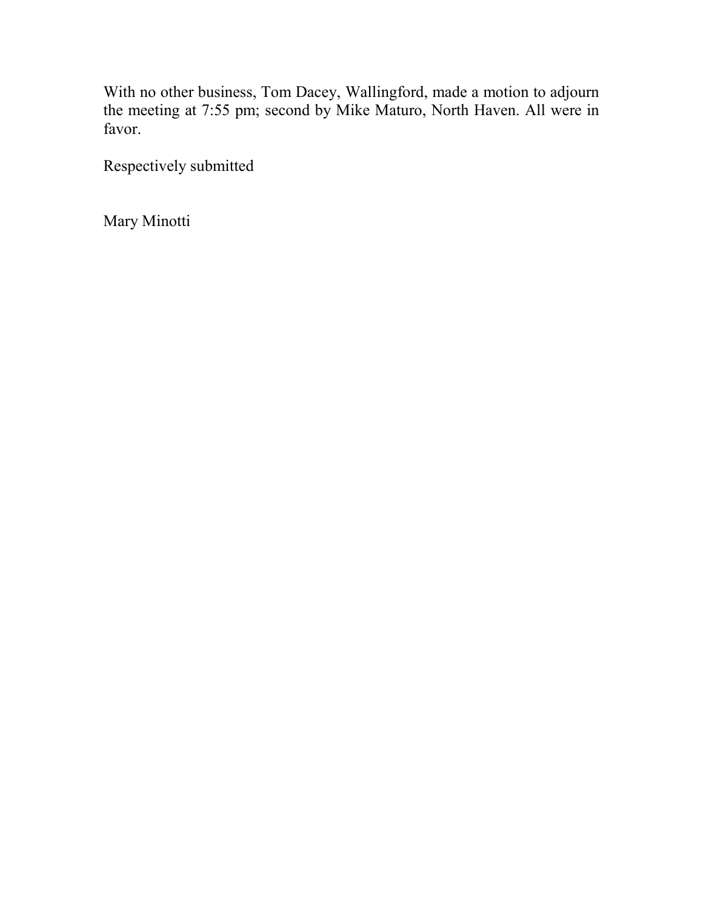With no other business, Tom Dacey, Wallingford, made a motion to adjourn the meeting at 7:55 pm; second by Mike Maturo, North Haven. All were in favor.

Respectively submitted

Mary Minotti